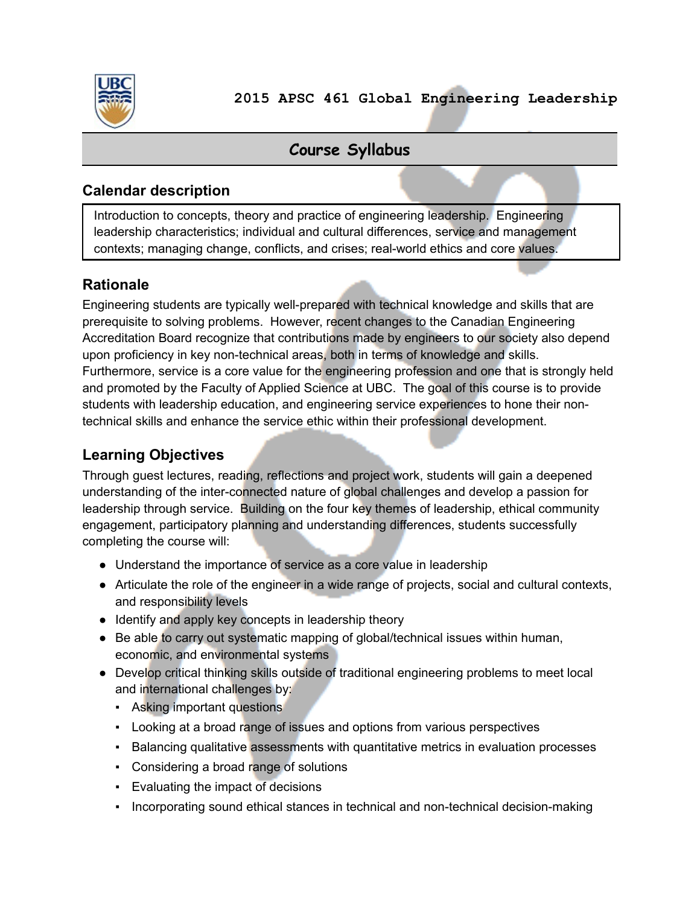# 2015 APSC 461 Global Engineering Leadership

## Course Syllabus

### Calendar description

Introduction to concepts, theory and practice of engineering leadership. Engineering leadership characteristics; individual and cultural differences, service and management contexts; managing change, conflicts, and crises; real-world ethics and core values.

### Rationale

Engineering students are typically well-prepared with technical knowledge and skills that are prerequisite to solving problems. However, recent changes to the Canadian Engineering Accreditation Board recognize that contributions made by engineers to our society also depend upon proficiency in key non-technical areas, both in terms of knowledge and skills. Furthermore, service is a core value for the engineering profession and one that is strongly held and promoted by the Faculty of Applied Science at UBC. The goal of this course is to provide students with leadership education, and engineering service experiences to hone their non-technical skills and enhance the service ethic within their professional development.

### Learning Objectives

Through guest lectures, reading, reflections and project work, students will gain a deepened understanding of the inter-connected nature of global challenges and develop a passion for leadership through service. Building on the four key themes of leadership, ethical community engagement, participatory planning and understanding differences, students successfully completing the course will:

- Understand the importance of service as a core value in leadership
- Articulate the role of the engineer in a wide range of projects, social and cultural contexts, and responsibility levels
- Identify and apply key concepts in leadership theory
- Be able to carry out systematic mapping of global/technical issues within human, economic, and environmental systems
- Develop critical thinking skills outside of traditional engineering problems to meet local and international challenges by:
  - Asking important questions
  - Looking at a broad range of issues and options from various perspectives
  - Balancing qualitative assessments with quantitative metrics in evaluation processes
  - Considering a broad range of solutions
  - Evaluating the impact of decisions
  - Incorporating sound ethical stances in technical and non-technical decision-making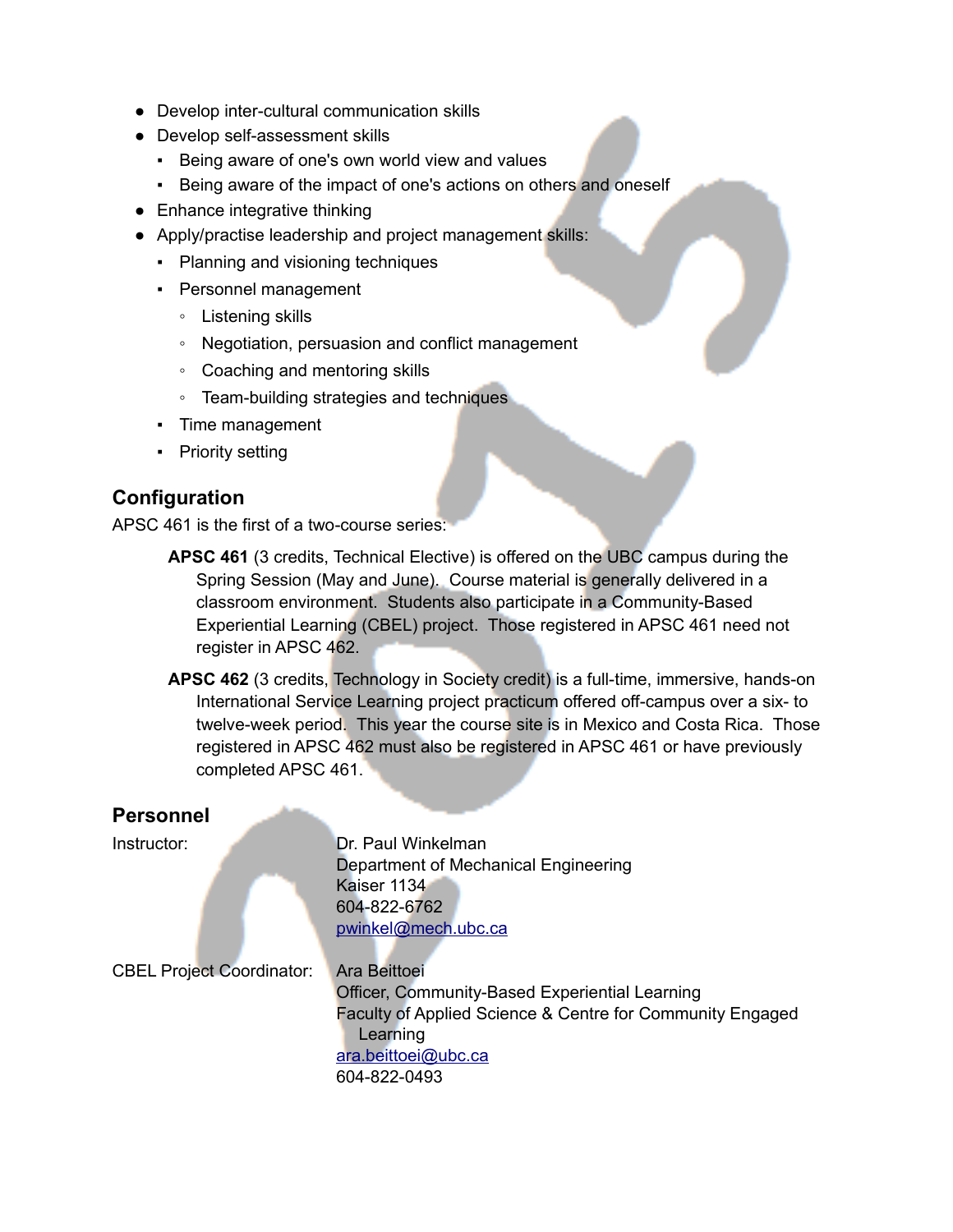- Develop inter-cultural communication skills
- Develop self-assessment skills
  - Being aware of one's own world view and values
  - Being aware of the impact of one's actions on others and oneself
- Enhance integrative thinking
- Apply/practise leadership and project management skills:
  - Planning and visioning techniques
  - Personnel management
    - Listening skills
    - Negotiation, persuasion and conflict management
    - Coaching and mentoring skills
    - Team-building strategies and techniques
  - Time management
  - Priority setting

## Configuration

APSC 461 is the first of a two-course series:

**APSC 461** (3 credits, Technical Elective) is offered on the UBC campus during the Spring Session (May and June). Course material is generally delivered in a classroom environment. Students also participate in a Community-Based Experiential Learning (CBEL) project. Those registered in APSC 461 need not register in APSC 462.

**APSC 462** (3 credits, Technology in Society credit) is a full-time, immersive, hands-on International Service Learning project practicum offered off-campus over a six- to twelve-week period. This year the course site is in Mexico and Costa Rica. Those registered in APSC 462 must also be registered in APSC 461 or have previously completed APSC 461.

## Personnel

Instructor:
Dr. Paul Winkelman
Department of Mechanical Engineering
Kaiser 1134
604-822-6762
pwinkel@mech.ubc.ca

CBEL Project Coordinator:
Ara Beittoei
Officer, Community-Based Experiential Learning
Faculty of Applied Science & Centre for Community Engaged Learning
ara.beittoei@ubc.ca
604-822-0493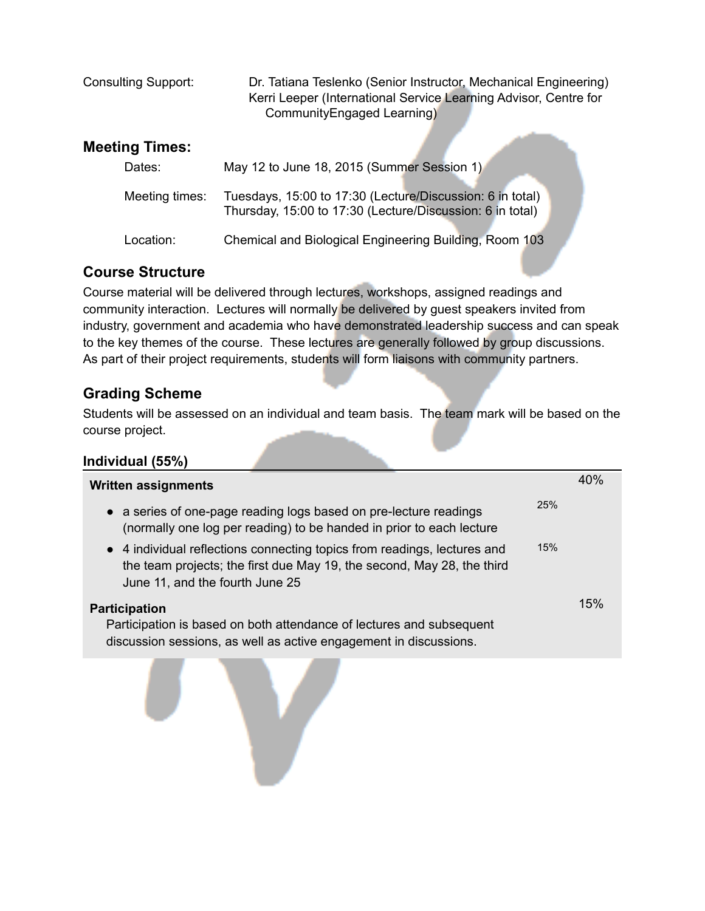Consulting Support: Dr. Tatiana Teslenko (Senior Instructor, Mechanical Engineering)
Kerri Leeper (International Service Learning Advisor, Centre for CommunityEngaged Learning)

## Meeting Times:

| | |
|---|---|
| Dates: | May 12 to June 18, 2015 (Summer Session 1) |
| Meeting times: | Tuesdays, 15:00 to 17:30 (Lecture/Discussion: 6 in total)<br>Thursday, 15:00 to 17:30 (Lecture/Discussion: 6 in total) |
| Location: | Chemical and Biological Engineering Building, Room 103 |

## Course Structure

Course material will be delivered through lectures, workshops, assigned readings and community interaction. Lectures will normally be delivered by guest speakers invited from industry, government and academia who have demonstrated leadership success and can speak to the key themes of the course. These lectures are generally followed by group discussions. As part of their project requirements, students will form liaisons with community partners.

## Grading Scheme

Students will be assessed on an individual and team basis. The team mark will be based on the course project.

### Individual (55%)

| | | |
|---|---|---|
| **Written assignments** | | 40% |
| • a series of one-page reading logs based on pre-lecture readings (normally one log per reading) to be handed in prior to each lecture | 25% | |
| • 4 individual reflections connecting topics from readings, lectures and the team projects; the first due May 19, the second, May 28, the third June 11, and the fourth June 25 | 15% | |
| **Participation**<br>Participation is based on both attendance of lectures and subsequent discussion sessions, as well as active engagement in discussions. | | 15% |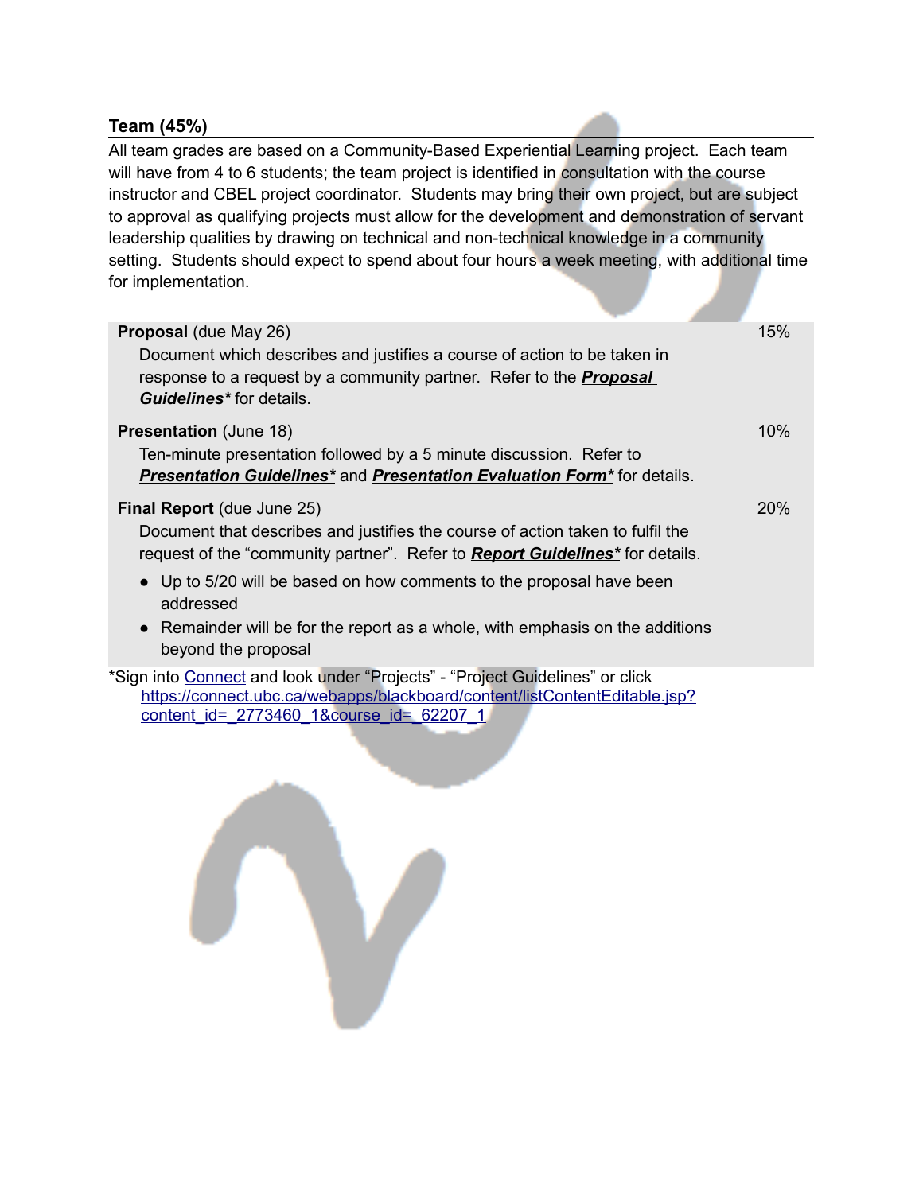## Team (45%)

All team grades are based on a Community-Based Experiential Learning project. Each team will have from 4 to 6 students; the team project is identified in consultation with the course instructor and CBEL project coordinator. Students may bring their own project, but are subject to approval as qualifying projects must allow for the development and demonstration of servant leadership qualities by drawing on technical and non-technical knowledge in a community setting. Students should expect to spend about four hours a week meeting, with additional time for implementation.

| | |
|---|---|
| **Proposal** (due May 26)<br>Document which describes and justifies a course of action to be taken in response to a request by a community partner. Refer to the ***Proposal Guidelines**** for details. | 15% |
| **Presentation** (June 18)<br>Ten-minute presentation followed by a 5 minute discussion. Refer to ***Presentation Guidelines**** and ***Presentation Evaluation Form**** for details. | 10% |
| **Final Report** (due June 25)<br>Document that describes and justifies the course of action taken to fulfil the request of the "community partner". Refer to ***Report Guidelines**** for details.<br>• Up to 5/20 will be based on how comments to the proposal have been addressed<br>• Remainder will be for the report as a whole, with emphasis on the additions beyond the proposal | 20% |

*Sign into Connect and look under "Projects" - "Project Guidelines" or click https://connect.ubc.ca/webapps/blackboard/content/listContentEditable.jsp?content_id=_2773460_1&course_id=_62207_1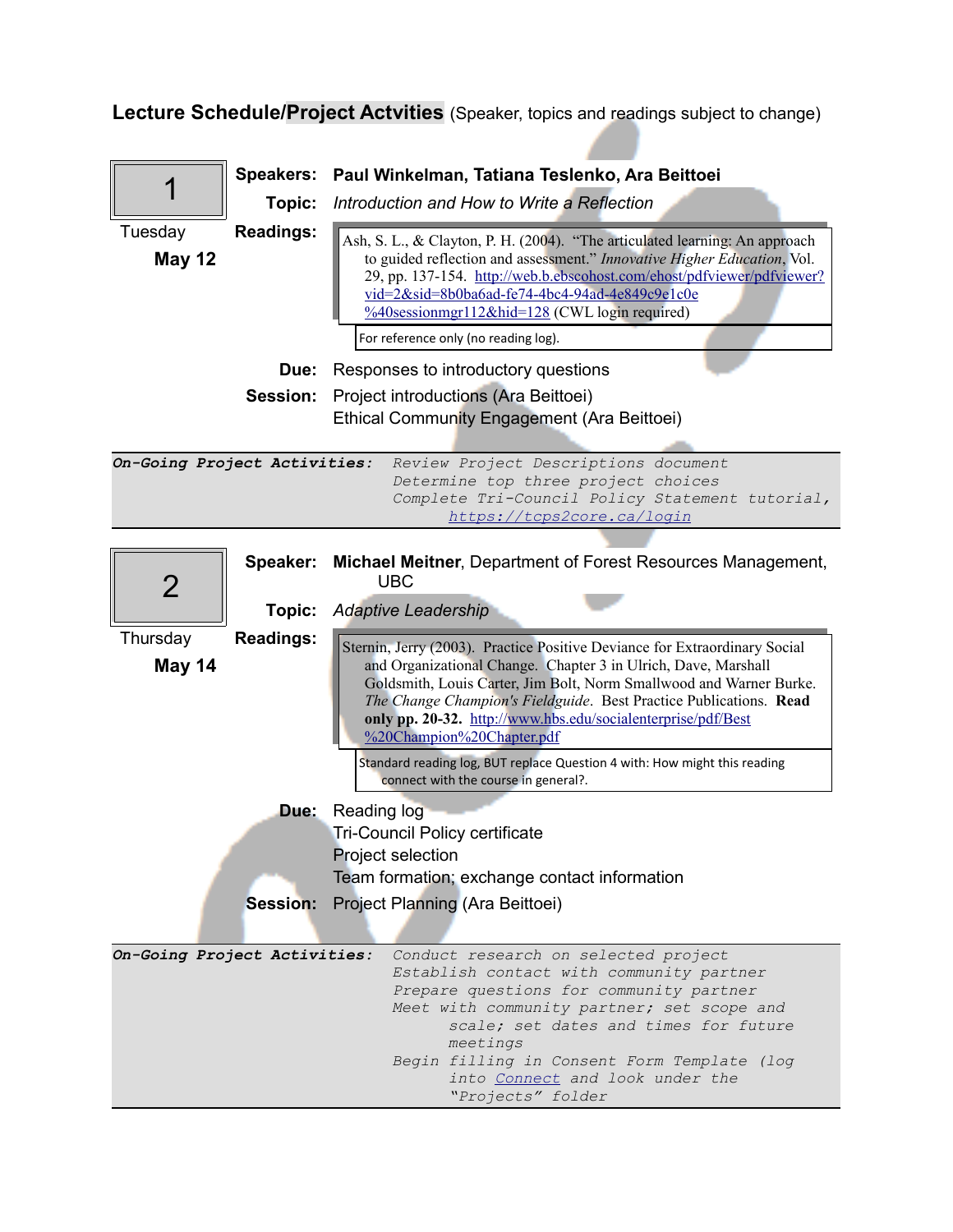## Lecture Schedule/Project Actvities (Speaker, topics and readings subject to change)

### 1 — Tuesday **May 12**

**Speakers:** **Paul Winkelman, Tatiana Teslenko, Ara Beittoei**

**Topic:** *Introduction and How to Write a Reflection*

**Readings:**

Ash, S. L., & Clayton, P. H. (2004). "The articulated learning: An approach to guided reflection and assessment." *Innovative Higher Education*, Vol. 29, pp. 137-154. http://web.b.ebscohost.com/ehost/pdfviewer/pdfviewer?vid=2&sid=8b0ba6ad-fe74-4bc4-94ad-4e849c9e1c0e%40sessionmgr112&hid=128 (CWL login required)

For reference only (no reading log).

**Due:** Responses to introductory questions

**Session:** Project introductions (Ara Beittoei)
Ethical Community Engagement (Ara Beittoei)

***On-Going Project Activities:***

*Review Project Descriptions document*
*Determine top three project choices*
*Complete Tri-Council Policy Statement tutorial, https://tcps2core.ca/login*

### 2 — Thursday **May 14**

**Speaker:** **Michael Meitner**, Department of Forest Resources Management, UBC

**Topic:** *Adaptive Leadership*

**Readings:**

Sternin, Jerry (2003). Practice Positive Deviance for Extraordinary Social and Organizational Change. Chapter 3 in Ulrich, Dave, Marshall Goldsmith, Louis Carter, Jim Bolt, Norm Smallwood and Warner Burke. *The Change Champion's Fieldguide*. Best Practice Publications. **Read only pp. 20-32.** http://www.hbs.edu/socialenterprise/pdf/Best%20Champion%20Chapter.pdf

Standard reading log, BUT replace Question 4 with: How might this reading connect with the course in general?.

**Due:** Reading log
Tri-Council Policy certificate
Project selection
Team formation; exchange contact information

**Session:** Project Planning (Ara Beittoei)

***On-Going Project Activities:***

*Conduct research on selected project*
*Establish contact with community partner*
*Prepare questions for community partner*
*Meet with community partner; set scope and scale; set dates and times for future meetings*
*Begin filling in Consent Form Template (log into Connect and look under the "Projects" folder*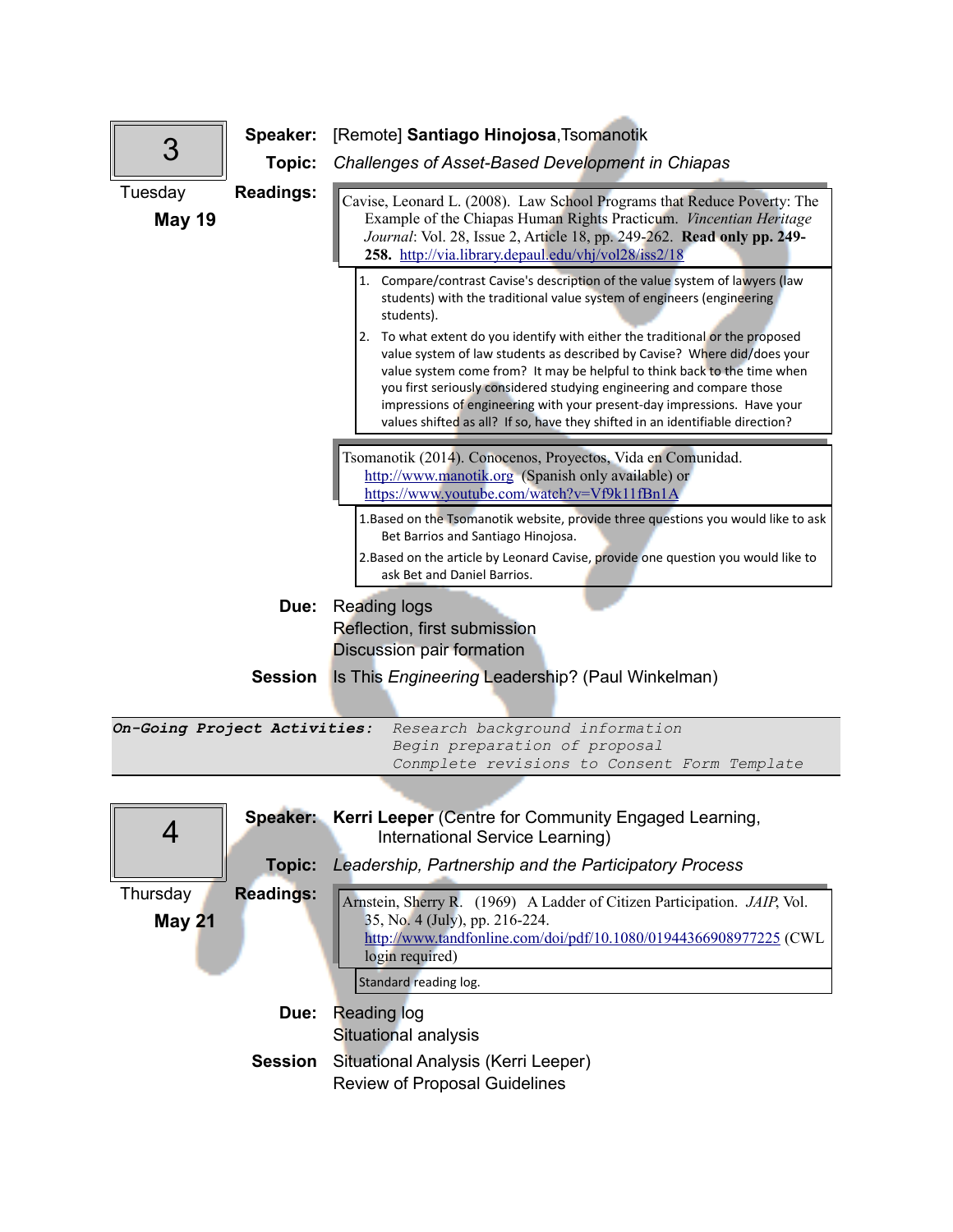## 3

Tuesday **May 19**

**Speaker:** [Remote] **Santiago Hinojosa**,Tsomanotik

**Topic:** *Challenges of Asset-Based Development in Chiapas*

**Readings:**

Cavise, Leonard L. (2008). Law School Programs that Reduce Poverty: The Example of the Chiapas Human Rights Practicum. *Vincentian Heritage Journal*: Vol. 28, Issue 2, Article 18, pp. 249-262. **Read only pp. 249-258.** http://via.library.depaul.edu/vhj/vol28/iss2/18

1. Compare/contrast Cavise's description of the value system of lawyers (law students) with the traditional value system of engineers (engineering students).
2. To what extent do you identify with either the traditional or the proposed value system of law students as described by Cavise? Where did/does your value system come from? It may be helpful to think back to the time when you first seriously considered studying engineering and compare those impressions of engineering with your present-day impressions. Have your values shifted as all? If so, have they shifted in an identifiable direction?

Tsomanotik (2014). Conocenos, Proyectos, Vida en Comunidad. http://www.manotik.org (Spanish only available) or https://www.youtube.com/watch?v=Vf9k11fBn1A

1. Based on the Tsomanotik website, provide three questions you would like to ask Bet Barrios and Santiago Hinojosa.
2. Based on the article by Leonard Cavise, provide one question you would like to ask Bet and Daniel Barrios.

**Due:** Reading logs
Reflection, first submission
Discussion pair formation

**Session** Is This *Engineering* Leadership? (Paul Winkelman)

***On-Going Project Activities:*** *Research background information*
*Begin preparation of proposal*
*Conmplete revisions to Consent Form Template*

## 4

Thursday **May 21**

**Speaker:** **Kerri Leeper** (Centre for Community Engaged Learning, International Service Learning)

**Topic:** *Leadership, Partnership and the Participatory Process*

**Readings:**

Arnstein, Sherry R. (1969) A Ladder of Citizen Participation. *JAIP*, Vol. 35, No. 4 (July), pp. 216-224. http://www.tandfonline.com/doi/pdf/10.1080/01944366908977225 (CWL login required)

Standard reading log.

**Due:** Reading log
Situational analysis

**Session** Situational Analysis (Kerri Leeper)
Review of Proposal Guidelines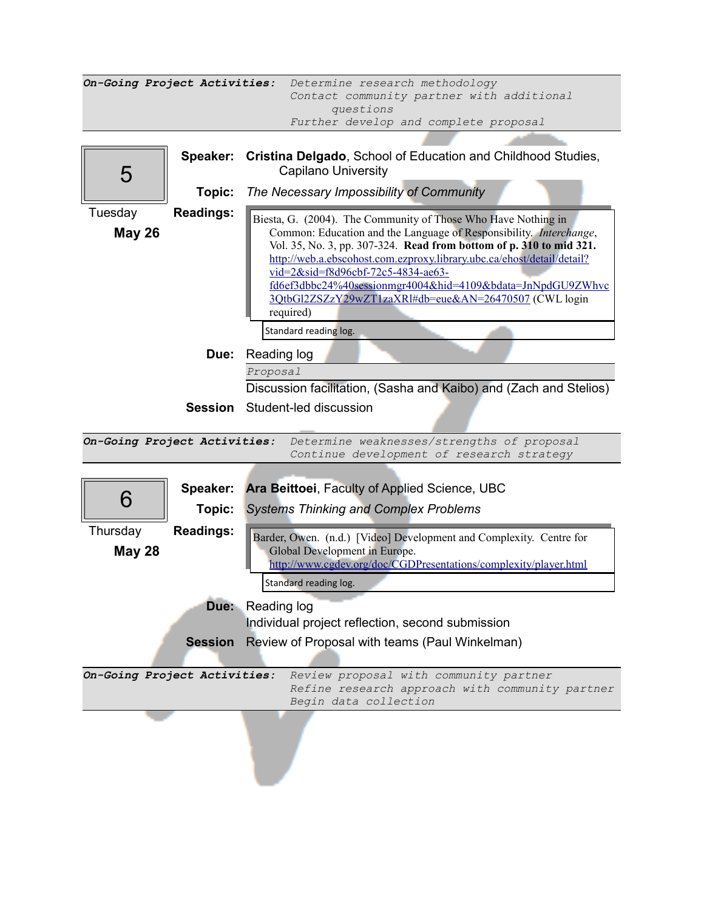**On-Going Project Activities:** *Determine research methodology*
*Contact community partner with additional questions*
*Further develop and complete proposal*

---

## 5

Tuesday
**May 26**

**Speaker:** **Cristina Delgado**, School of Education and Childhood Studies, Capilano University

**Topic:** *The Necessary Impossibility of Community*

**Readings:**

Biesta, G. (2004). The Community of Those Who Have Nothing in Common: Education and the Language of Responsibility. *Interchange*, Vol. 35, No. 3, pp. 307-324. **Read from bottom of p. 310 to mid 321.** http://web.a.ebscohost.com.ezproxy.library.ubc.ca/ehost/detail/detail?vid=2&sid=f8d96cbf-72c5-4834-ae63-fd6ef3dbbc24%40sessionmgr4004&hid=4109&bdata=JnNpdGU9ZWhvc3QtbGl2ZSZzY29wZT1zaXRl#db=eue&AN=26470507 (CWL login required)

Standard reading log.

**Due:** Reading log
*Proposal*
Discussion facilitation, (Sasha and Kaibo) and (Zach and Stelios)

**Session** Student-led discussion

---

**On-Going Project Activities:** *Determine weaknesses/strengths of proposal*
*Continue development of research strategy*

---

## 6

Thursday
**May 28**

**Speaker:** **Ara Beittoei**, Faculty of Applied Science, UBC

**Topic:** *Systems Thinking and Complex Problems*

**Readings:**

Barder, Owen. (n.d.) [Video] Development and Complexity. Centre for Global Development in Europe. http://www.cgdev.org/doc/CGDPresentations/complexity/player.html

Standard reading log.

**Due:** Reading log
Individual project reflection, second submission

**Session** Review of Proposal with teams (Paul Winkelman)

---

**On-Going Project Activities:** *Review proposal with community partner*
*Refine research approach with community partner*
*Begin data collection*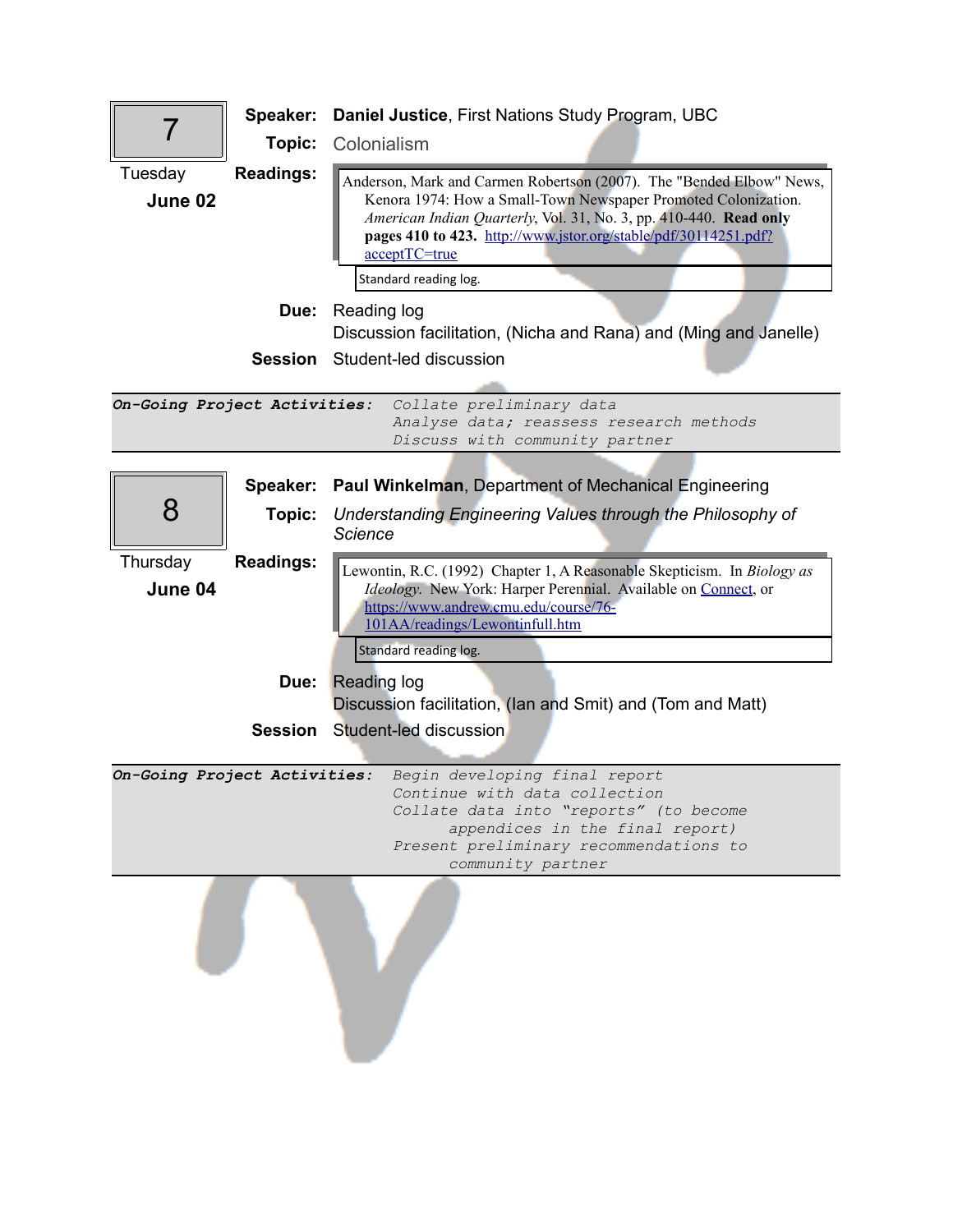## 7

**Tuesday June 02**

**Speaker:** **Daniel Justice**, First Nations Study Program, UBC

**Topic:** Colonialism

**Readings:**

Anderson, Mark and Carmen Robertson (2007). The "Bended Elbow" News, Kenora 1974: How a Small-Town Newspaper Promoted Colonization. *American Indian Quarterly*, Vol. 31, No. 3, pp. 410-440. **Read only pages 410 to 423.** http://www.jstor.org/stable/pdf/30114251.pdf?acceptTC=true

Standard reading log.

**Due:** Reading log
Discussion facilitation, (Nicha and Rana) and (Ming and Janelle)

**Session** Student-led discussion

***On-Going Project Activities:*** *Collate preliminary data*
*Analyse data; reassess research methods*
*Discuss with community partner*

## 8

**Thursday June 04**

**Speaker:** **Paul Winkelman**, Department of Mechanical Engineering

**Topic:** *Understanding Engineering Values through the Philosophy of Science*

**Readings:**

Lewontin, R.C. (1992) Chapter 1, A Reasonable Skepticism. In *Biology as Ideology*. New York: Harper Perennial. Available on Connect, or https://www.andrew.cmu.edu/course/76-101AA/readings/Lewontinfull.htm

Standard reading log.

**Due:** Reading log
Discussion facilitation, (Ian and Smit) and (Tom and Matt)

**Session** Student-led discussion

***On-Going Project Activities:*** *Begin developing final report*
*Continue with data collection*
*Collate data into "reports" (to become appendices in the final report)*
*Present preliminary recommendations to community partner*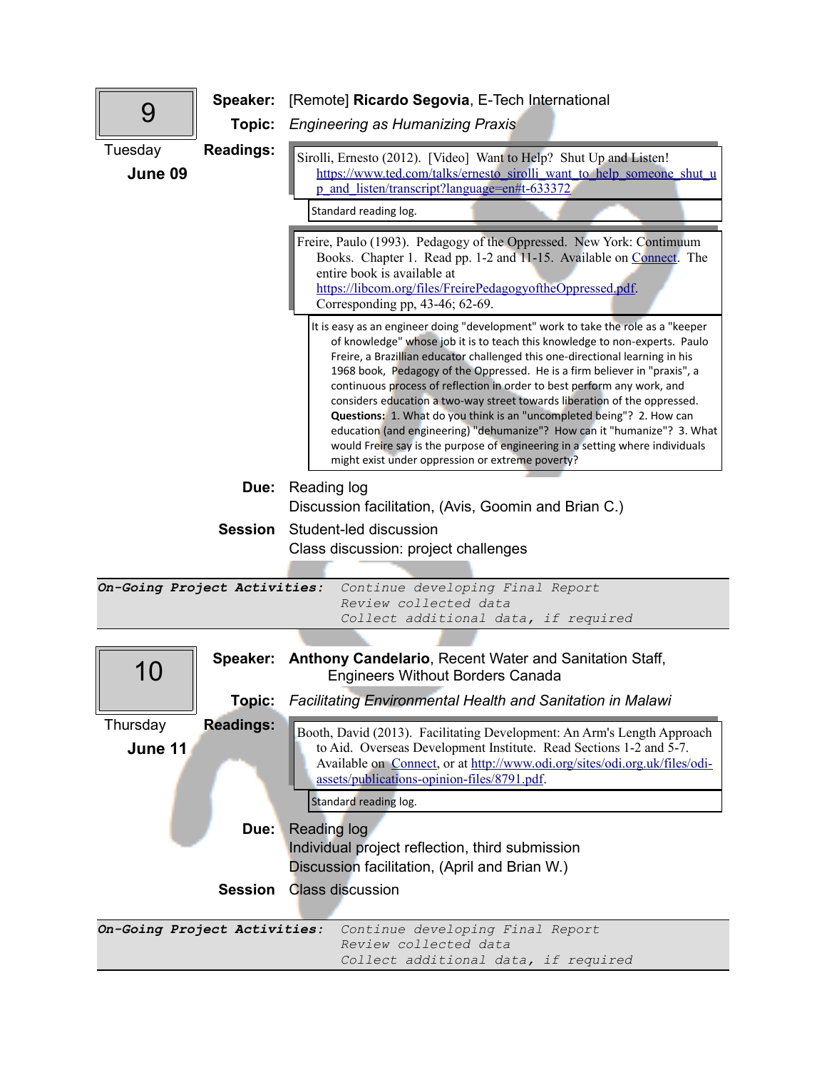## 9

Tuesday **June 09**

**Speaker:** [Remote] **Ricardo Segovia**, E-Tech International

**Topic:** *Engineering as Humanizing Praxis*

**Readings:**

Sirolli, Ernesto (2012). [Video] Want to Help? Shut Up and Listen! https://www.ted.com/talks/ernesto_sirolli_want_to_help_someone_shut_up_and_listen/transcript?language=en#t-633372

Standard reading log.

Freire, Paulo (1993). Pedagogy of the Oppressed. New York: Continuum Books. Chapter 1. Read pp. 1-2 and 11-15. Available on Connect. The entire book is available at https://libcom.org/files/FreirePedagogyoftheOppressed.pdf. Corresponding pp, 43-46; 62-69.

It is easy as an engineer doing "development" work to take the role as a "keeper of knowledge" whose job it is to teach this knowledge to non-experts. Paulo Freire, a Brazillian educator challenged this one-directional learning in his 1968 book, Pedagogy of the Oppressed. He is a firm believer in "praxis", a continuous process of reflection in order to best perform any work, and considers education a two-way street towards liberation of the oppressed. **Questions:** 1. What do you think is an "uncompleted being"? 2. How can education (and engineering) "dehumanize"? How can it "humanize"? 3. What would Freire say is the purpose of engineering in a setting where individuals might exist under oppression or extreme poverty?

**Due:** Reading log
Discussion facilitation, (Avis, Goomin and Brian C.)

**Session** Student-led discussion
Class discussion: project challenges

***On-Going Project Activities:*** *Continue developing Final Report*
*Review collected data*
*Collect additional data, if required*

## 10

Thursday **June 11**

**Speaker:** **Anthony Candelario**, Recent Water and Sanitation Staff, Engineers Without Borders Canada

**Topic:** *Facilitating Environmental Health and Sanitation in Malawi*

**Readings:**

Booth, David (2013). Facilitating Development: An Arm's Length Approach to Aid. Overseas Development Institute. Read Sections 1-2 and 5-7. Available on Connect, or at http://www.odi.org/sites/odi.org.uk/files/odi-assets/publications-opinion-files/8791.pdf.

Standard reading log.

**Due:** Reading log
Individual project reflection, third submission
Discussion facilitation, (April and Brian W.)

**Session** Class discussion

***On-Going Project Activities:*** *Continue developing Final Report*
*Review collected data*
*Collect additional data, if required*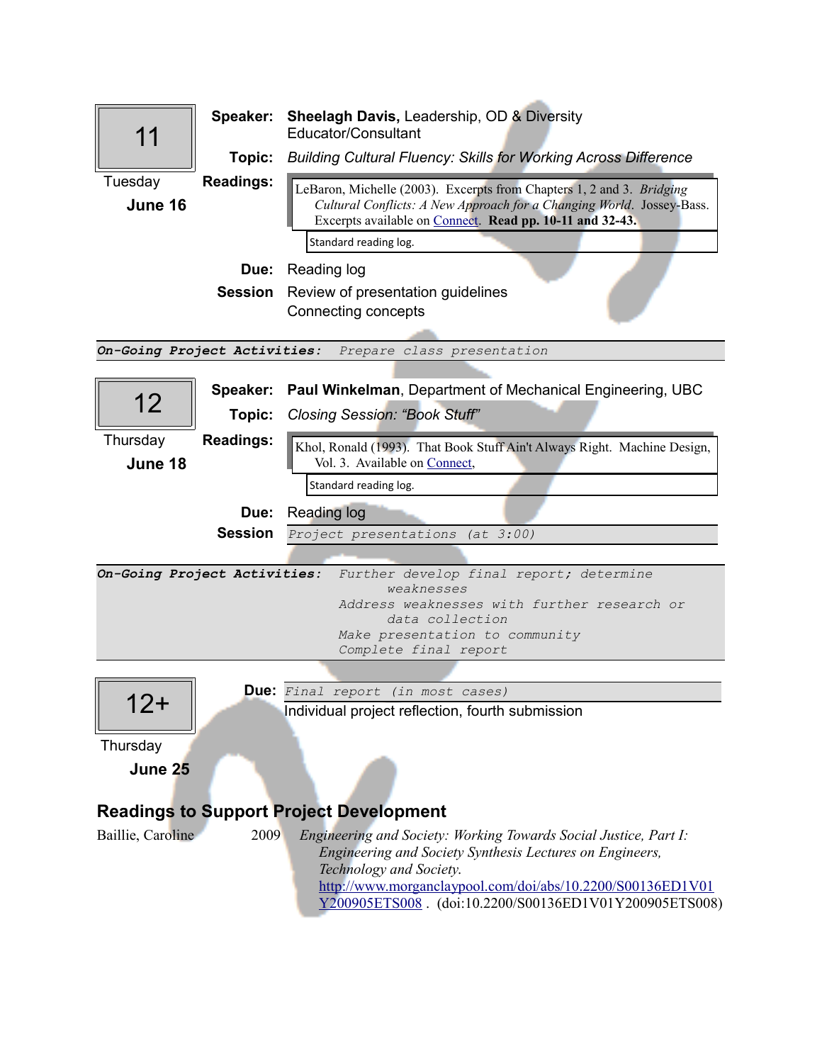## 11

Tuesday **June 16**

**Speaker:** **Sheelagh Davis,** Leadership, OD & Diversity Educator/Consultant

**Topic:** *Building Cultural Fluency: Skills for Working Across Difference*

**Readings:**

LeBaron, Michelle (2003). Excerpts from Chapters 1, 2 and 3. *Bridging Cultural Conflicts: A New Approach for a Changing World*. Jossey-Bass. Excerpts available on Connect. **Read pp. 10-11 and 32-43.**

Standard reading log.

**Due:** Reading log

**Session** Review of presentation guidelines
Connecting concepts

***On-Going Project Activities:*** *Prepare class presentation*

## 12

Thursday **June 18**

**Speaker:** **Paul Winkelman**, Department of Mechanical Engineering, UBC

**Topic:** *Closing Session: "Book Stuff"*

**Readings:**

Khol, Ronald (1993). That Book Stuff Ain't Always Right. Machine Design, Vol. 3. Available on Connect,

Standard reading log.

**Due:** Reading log

**Session** *Project presentations (at 3:00)*

***On-Going Project Activities:***
*Further develop final report; determine weaknesses*
*Address weaknesses with further research or data collection*
*Make presentation to community*
*Complete final report*

## 12+

Thursday **June 25**

**Due:** *Final report (in most cases)*
Individual project reflection, fourth submission

## Readings to Support Project Development

Baillie, Caroline 2009 *Engineering and Society: Working Towards Social Justice, Part I: Engineering and Society Synthesis Lectures on Engineers, Technology and Society.* http://www.morganclaypool.com/doi/abs/10.2200/S00136ED1V01Y200905ETS008 . (doi:10.2200/S00136ED1V01Y200905ETS008)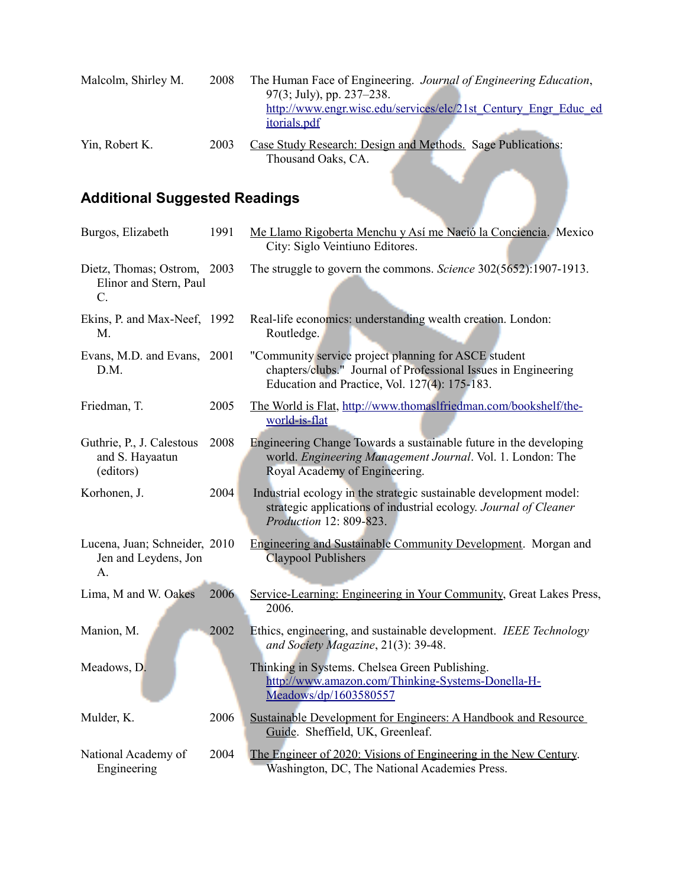| | | |
|---|---|---|
| Malcolm, Shirley M. | 2008 | The Human Face of Engineering. *Journal of Engineering Education*, 97(3; July), pp. 237–238. http://www.engr.wisc.edu/services/elc/21st_Century_Engr_Educ_editorials.pdf |
| Yin, Robert K. | 2003 | Case Study Research: Design and Methods. Sage Publications: Thousand Oaks, CA. |

## Additional Suggested Readings

| | | |
|---|---|---|
| Burgos, Elizabeth | 1991 | Me Llamo Rigoberta Menchu y Así me Nació la Conciencia. Mexico City: Siglo Veintiuno Editores. |
| Dietz, Thomas; Ostrom, Elinor and Stern, Paul C. | 2003 | The struggle to govern the commons. *Science* 302(5652):1907-1913. |
| Ekins, P. and Max-Neef, M. | 1992 | Real-life economics: understanding wealth creation. London: Routledge. |
| Evans, M.D. and Evans, D.M. | 2001 | "Community service project planning for ASCE student chapters/clubs." Journal of Professional Issues in Engineering Education and Practice, Vol. 127(4): 175-183. |
| Friedman, T. | 2005 | The World is Flat, http://www.thomaslfriedman.com/bookshelf/the-world-is-flat |
| Guthrie, P., J. Calestous and S. Hayaatun (editors) | 2008 | Engineering Change Towards a sustainable future in the developing world. *Engineering Management Journal*. Vol. 1. London: The Royal Academy of Engineering. |
| Korhonen, J. | 2004 | Industrial ecology in the strategic sustainable development model: strategic applications of industrial ecology. *Journal of Cleaner Production* 12: 809-823. |
| Lucena, Juan; Schneider, Jen and Leydens, Jon A. | 2010 | Engineering and Sustainable Community Development. Morgan and Claypool Publishers |
| Lima, M and W. Oakes | 2006 | Service-Learning: Engineering in Your Community, Great Lakes Press, 2006. |
| Manion, M. | 2002 | Ethics, engineering, and sustainable development. *IEEE Technology and Society Magazine*, 21(3): 39-48. |
| Meadows, D. | | Thinking in Systems. Chelsea Green Publishing. http://www.amazon.com/Thinking-Systems-Donella-H-Meadows/dp/1603580557 |
| Mulder, K. | 2006 | Sustainable Development for Engineers: A Handbook and Resource Guide. Sheffield, UK, Greenleaf. |
| National Academy of Engineering | 2004 | The Engineer of 2020: Visions of Engineering in the New Century. Washington, DC, The National Academies Press. |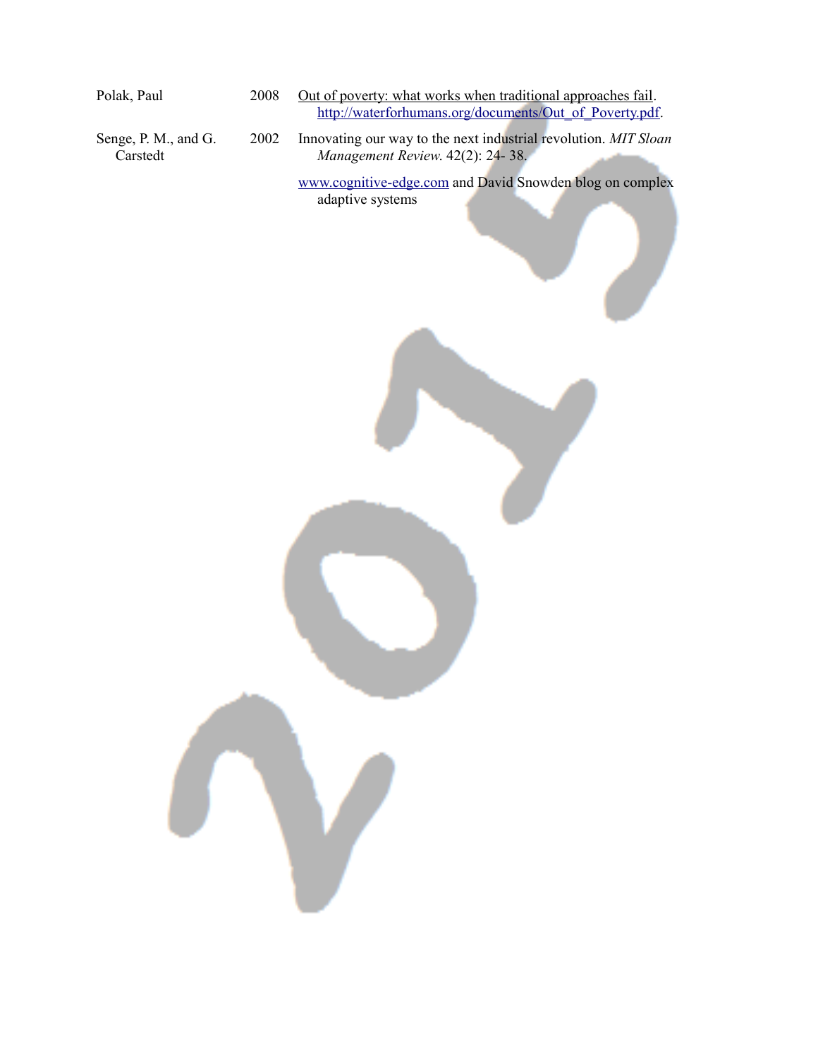Polak, Paul 2008 Out of poverty: what works when traditional approaches fail. http://waterforhumans.org/documents/Out_of_Poverty.pdf.

Senge, P. M., and G. Carstedt 2002 Innovating our way to the next industrial revolution. *MIT Sloan Management Review.* 42(2): 24- 38.

www.cognitive-edge.com and David Snowden blog on complex adaptive systems